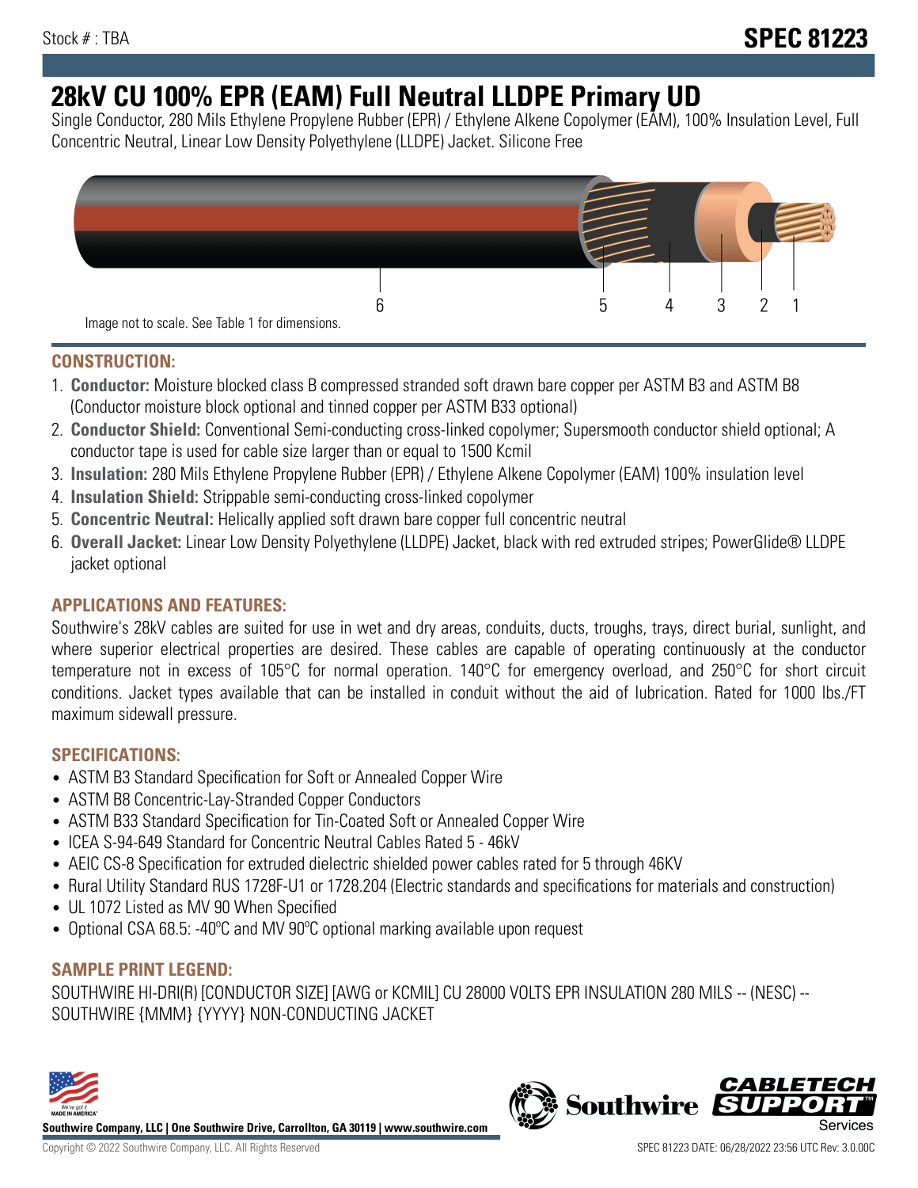Stock # : TBA

# SPEC 81223

## 28kV CU 100% EPR (EAM) Full Neutral LLDPE Primary UD

Single Conductor, 280 Mils Ethylene Propylene Rubber (EPR) / Ethylene Alkene Copolymer (EAM), 100% Insulation Level, Full Concentric Neutral, Linear Low Density Polyethylene (LLDPE) Jacket. Silicone Free

6 5 4 3 2 1

Image not to scale. See Table 1 for dimensions.

### CONSTRUCTION:

1. **Conductor:** Moisture blocked class B compressed stranded soft drawn bare copper per ASTM B3 and ASTM B8 (Conductor moisture block optional and tinned copper per ASTM B33 optional)
2. **Conductor Shield:** Conventional Semi-conducting cross-linked copolymer; Supersmooth conductor shield optional; A conductor tape is used for cable size larger than or equal to 1500 Kcmil
3. **Insulation:** 280 Mils Ethylene Propylene Rubber (EPR) / Ethylene Alkene Copolymer (EAM) 100% insulation level
4. **Insulation Shield:** Strippable semi-conducting cross-linked copolymer
5. **Concentric Neutral:** Helically applied soft drawn bare copper full concentric neutral
6. **Overall Jacket:** Linear Low Density Polyethylene (LLDPE) Jacket, black with red extruded stripes; PowerGlide® LLDPE jacket optional

### APPLICATIONS AND FEATURES:

Southwire's 28kV cables are suited for use in wet and dry areas, conduits, ducts, troughs, trays, direct burial, sunlight, and where superior electrical properties are desired. These cables are capable of operating continuously at the conductor temperature not in excess of 105°C for normal operation. 140°C for emergency overload, and 250°C for short circuit conditions. Jacket types available that can be installed in conduit without the aid of lubrication. Rated for 1000 lbs./FT maximum sidewall pressure.

### SPECIFICATIONS:

- ASTM B3 Standard Specification for Soft or Annealed Copper Wire
- ASTM B8 Concentric-Lay-Stranded Copper Conductors
- ASTM B33 Standard Specification for Tin-Coated Soft or Annealed Copper Wire
- ICEA S-94-649 Standard for Concentric Neutral Cables Rated 5 - 46kV
- AEIC CS-8 Specification for extruded dielectric shielded power cables rated for 5 through 46KV
- Rural Utility Standard RUS 1728F-U1 or 1728.204 (Electric standards and specifications for materials and construction)
- UL 1072 Listed as MV 90 When Specified
- Optional CSA 68.5: -40ºC and MV 90ºC optional marking available upon request

### SAMPLE PRINT LEGEND:

SOUTHWIRE HI-DRI(R) [CONDUCTOR SIZE] [AWG or KCMIL] CU 28000 VOLTS EPR INSULATION 280 MILS -- (NESC) -- SOUTHWIRE {MMM} {YYYY} NON-CONDUCTING JACKET

**Southwire Company, LLC | One Southwire Drive, Carrollton, GA 30119 | www.southwire.com**

Copyright © 2022 Southwire Company, LLC. All Rights Reserved

SPEC 81223 DATE: 06/28/2022 23:56 UTC Rev: 3.0.00C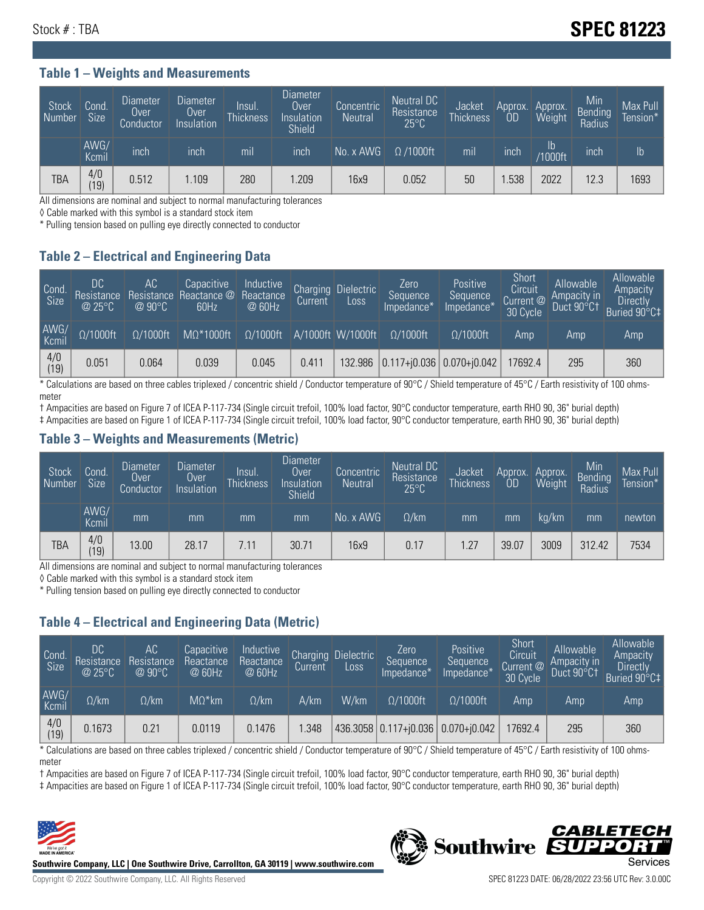Stock # : TBA

# SPEC 81223

## Table 1 – Weights and Measurements

| Stock Number | Cond. Size | Diameter Over Conductor | Diameter Over Insulation | Insul. Thickness | Diameter Over Insulation Shield | Concentric Neutral | Neutral DC Resistance 25°C | Jacket Thickness | Approx. OD | Approx. Weight | Min Bending Radius | Max Pull Tension* |
|---|---|---|---|---|---|---|---|---|---|---|---|---|
| | AWG/ Kcmil | inch | inch | mil | inch | No. x AWG | Ω /1000ft | mil | inch | lb /1000ft | inch | lb |
| TBA | 4/0 (19) | 0.512 | 1.109 | 280 | 1.209 | 16x9 | 0.052 | 50 | 1.538 | 2022 | 12.3 | 1693 |

All dimensions are nominal and subject to normal manufacturing tolerances

◊ Cable marked with this symbol is a standard stock item

* Pulling tension based on pulling eye directly connected to conductor

## Table 2 – Electrical and Engineering Data

| Cond. Size | DC Resistance @ 25°C | AC Resistance @ 90°C | Capacitive Reactance @ 60Hz | Inductive Reactance @ 60Hz | Charging Current | Dielectric Loss | Zero Sequence Impedance* | Positive Sequence Impedance* | Short Circuit Current @ 30 Cycle | Allowable Ampacity in Duct 90°C† | Allowable Ampacity Directly Buried 90°C‡ |
|---|---|---|---|---|---|---|---|---|---|---|---|
| AWG/ Kcmil | Ω/1000ft | Ω/1000ft | MΩ*1000ft | Ω/1000ft | A/1000ft | W/1000ft | Ω/1000ft | Ω/1000ft | Amp | Amp | Amp |
| 4/0 (19) | 0.051 | 0.064 | 0.039 | 0.045 | 0.411 | 132.986 | 0.117+j0.036 | 0.070+j0.042 | 17692.4 | 295 | 360 |

* Calculations are based on three cables triplexed / concentric shield / Conductor temperature of 90°C / Shield temperature of 45°C / Earth resistivity of 100 ohms-meter

† Ampacities are based on Figure 7 of ICEA P-117-734 (Single circuit trefoil, 100% load factor, 90°C conductor temperature, earth RHO 90, 36" burial depth)

‡ Ampacities are based on Figure 1 of ICEA P-117-734 (Single circuit trefoil, 100% load factor, 90°C conductor temperature, earth RHO 90, 36" burial depth)

## Table 3 – Weights and Measurements (Metric)

| Stock Number | Cond. Size | Diameter Over Conductor | Diameter Over Insulation | Insul. Thickness | Diameter Over Insulation Shield | Concentric Neutral | Neutral DC Resistance 25°C | Jacket Thickness | Approx. OD | Approx. Weight | Min Bending Radius | Max Pull Tension* |
|---|---|---|---|---|---|---|---|---|---|---|---|---|
| | AWG/ Kcmil | mm | mm | mm | mm | No. x AWG | Ω/km | mm | mm | kg/km | mm | newton |
| TBA | 4/0 (19) | 13.00 | 28.17 | 7.11 | 30.71 | 16x9 | 0.17 | 1.27 | 39.07 | 3009 | 312.42 | 7534 |

All dimensions are nominal and subject to normal manufacturing tolerances

◊ Cable marked with this symbol is a standard stock item

* Pulling tension based on pulling eye directly connected to conductor

## Table 4 – Electrical and Engineering Data (Metric)

| Cond. Size | DC Resistance @ 25°C | AC Resistance @ 90°C | Capacitive Reactance @ 60Hz | Inductive Reactance @ 60Hz | Charging Current | Dielectric Loss | Zero Sequence Impedance* | Positive Sequence Impedance* | Short Circuit Current @ 30 Cycle | Allowable Ampacity in Duct 90°C† | Allowable Ampacity Directly Buried 90°C‡ |
|---|---|---|---|---|---|---|---|---|---|---|---|
| AWG/ Kcmil | Ω/km | Ω/km | MΩ*km | Ω/km | A/km | W/km | Ω/1000ft | Ω/1000ft | Amp | Amp | Amp |
| 4/0 (19) | 0.1673 | 0.21 | 0.0119 | 0.1476 | 1.348 | 436.3058 | 0.117+j0.036 | 0.070+j0.042 | 17692.4 | 295 | 360 |

* Calculations are based on three cables triplexed / concentric shield / Conductor temperature of 90°C / Shield temperature of 45°C / Earth resistivity of 100 ohms-meter

† Ampacities are based on Figure 7 of ICEA P-117-734 (Single circuit trefoil, 100% load factor, 90°C conductor temperature, earth RHO 90, 36" burial depth)

‡ Ampacities are based on Figure 1 of ICEA P-117-734 (Single circuit trefoil, 100% load factor, 90°C conductor temperature, earth RHO 90, 36" burial depth)

Southwire Company, LLC | One Southwire Drive, Carrollton, GA 30119 | www.southwire.com

Copyright © 2022 Southwire Company, LLC. All Rights Reserved

SPEC 81223 DATE: 06/28/2022 23:56 UTC Rev: 3.0.00C